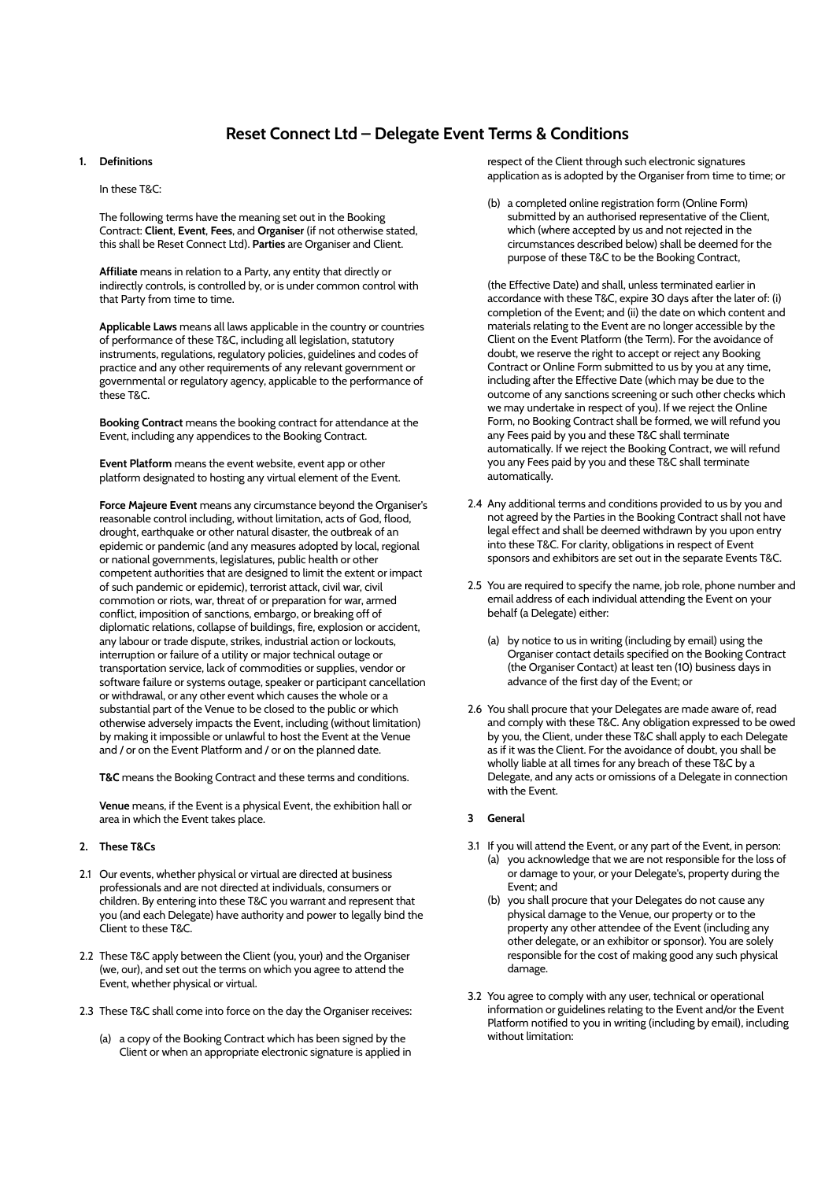# Reset Connect Ltd – Delegate Event Terms & Conditions

## 1. Definitions

In these T&C:

The following terms have the meaning set out in the Booking Contract: **Client**, **Event**, **Fees**, and **Organiser** (if not otherwise stated, this shall be Reset Connect Ltd). **Parties** are Organiser and Client.

**Affiliate** means in relation to a Party, any entity that directly or indirectly controls, is controlled by, or is under common control with that Party from time to time.

**Applicable Laws** means all laws applicable in the country or countries of performance of these T&C, including all legislation, statutory instruments, regulations, regulatory policies, guidelines and codes of practice and any other requirements of any relevant government or governmental or regulatory agency, applicable to the performance of these T&C.

**Booking Contract** means the booking contract for attendance at the Event, including any appendices to the Booking Contract.

**Event Platform** means the event website, event app or other platform designated to hosting any virtual element of the Event.

**Force Majeure Event** means any circumstance beyond the Organiser's reasonable control including, without limitation, acts of God, flood, drought, earthquake or other natural disaster, the outbreak of an epidemic or pandemic (and any measures adopted by local, regional or national governments, legislatures, public health or other competent authorities that are designed to limit the extent or impact of such pandemic or epidemic), terrorist attack, civil war, civil commotion or riots, war, threat of or preparation for war, armed conflict, imposition of sanctions, embargo, or breaking off of diplomatic relations, collapse of buildings, fire, explosion or accident, any labour or trade dispute, strikes, industrial action or lockouts, interruption or failure of a utility or major technical outage or transportation service, lack of commodities or supplies, vendor or software failure or systems outage, speaker or participant cancellation or withdrawal, or any other event which causes the whole or a substantial part of the Venue to be closed to the public or which otherwise adversely impacts the Event, including (without limitation) by making it impossible or unlawful to host the Event at the Venue and / or on the Event Platform and / or on the planned date.

**T&C** means the Booking Contract and these terms and conditions.

**Venue** means, if the Event is a physical Event, the exhibition hall or area in which the Event takes place.

## 2. These T&Cs

2.1 Our events, whether physical or virtual are directed at business professionals and are not directed at individuals, consumers or children. By entering into these T&C you warrant and represent that you (and each Delegate) have authority and power to legally bind the Client to these T&C.

2.2 These T&C apply between the Client (you, your) and the Organiser (we, our), and set out the terms on which you agree to attend the Event, whether physical or virtual.

2.3 These T&C shall come into force on the day the Organiser receives:

(a) a copy of the Booking Contract which has been signed by the Client or when an appropriate electronic signature is applied in respect of the Client through such electronic signatures application as is adopted by the Organiser from time to time; or

(b) a completed online registration form (Online Form) submitted by an authorised representative of the Client, which (where accepted by us and not rejected in the circumstances described below) shall be deemed for the purpose of these T&C to be the Booking Contract,

(the Effective Date) and shall, unless terminated earlier in accordance with these T&C, expire 30 days after the later of: (i) completion of the Event; and (ii) the date on which content and materials relating to the Event are no longer accessible by the Client on the Event Platform (the Term). For the avoidance of doubt, we reserve the right to accept or reject any Booking Contract or Online Form submitted to us by you at any time, including after the Effective Date (which may be due to the outcome of any sanctions screening or such other checks which we may undertake in respect of you). If we reject the Online Form, no Booking Contract shall be formed, we will refund you any Fees paid by you and these T&C shall terminate automatically. If we reject the Booking Contract, we will refund you any Fees paid by you and these T&C shall terminate automatically.

2.4 Any additional terms and conditions provided to us by you and not agreed by the Parties in the Booking Contract shall not have legal effect and shall be deemed withdrawn by you upon entry into these T&C. For clarity, obligations in respect of Event sponsors and exhibitors are set out in the separate Events T&C.

2.5 You are required to specify the name, job role, phone number and email address of each individual attending the Event on your behalf (a Delegate) either:

(a) by notice to us in writing (including by email) using the Organiser contact details specified on the Booking Contract (the Organiser Contact) at least ten (10) business days in advance of the first day of the Event; or

2.6 You shall procure that your Delegates are made aware of, read and comply with these T&C. Any obligation expressed to be owed by you, the Client, under these T&C shall apply to each Delegate as if it was the Client. For the avoidance of doubt, you shall be wholly liable at all times for any breach of these T&C by a Delegate, and any acts or omissions of a Delegate in connection with the Event.

## 3 General

3.1 If you will attend the Event, or any part of the Event, in person:

(a) you acknowledge that we are not responsible for the loss of or damage to your, or your Delegate's, property during the Event; and

(b) you shall procure that your Delegates do not cause any physical damage to the Venue, our property or to the property any other attendee of the Event (including any other delegate, or an exhibitor or sponsor). You are solely responsible for the cost of making good any such physical damage.

3.2 You agree to comply with any user, technical or operational information or guidelines relating to the Event and/or the Event Platform notified to you in writing (including by email), including without limitation: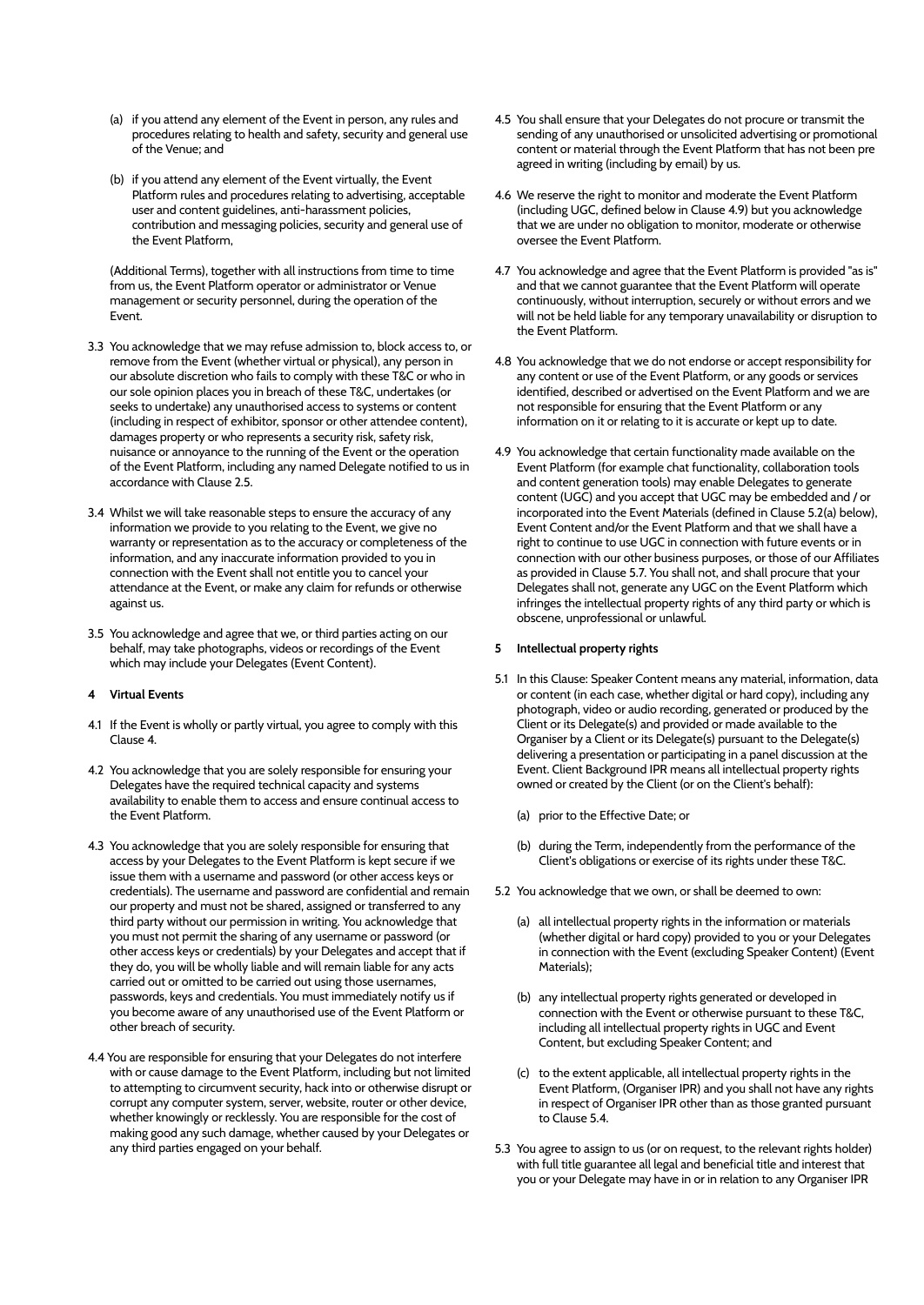(a) if you attend any element of the Event in person, any rules and procedures relating to health and safety, security and general use of the Venue; and

(b) if you attend any element of the Event virtually, the Event Platform rules and procedures relating to advertising, acceptable user and content guidelines, anti-harassment policies, contribution and messaging policies, security and general use of the Event Platform,

(Additional Terms), together with all instructions from time to time from us, the Event Platform operator or administrator or Venue management or security personnel, during the operation of the Event.

3.3 You acknowledge that we may refuse admission to, block access to, or remove from the Event (whether virtual or physical), any person in our absolute discretion who fails to comply with these T&C or who in our sole opinion places you in breach of these T&C, undertakes (or seeks to undertake) any unauthorised access to systems or content (including in respect of exhibitor, sponsor or other attendee content), damages property or who represents a security risk, safety risk, nuisance or annoyance to the running of the Event or the operation of the Event Platform, including any named Delegate notified to us in accordance with Clause 2.5.

3.4 Whilst we will take reasonable steps to ensure the accuracy of any information we provide to you relating to the Event, we give no warranty or representation as to the accuracy or completeness of the information, and any inaccurate information provided to you in connection with the Event shall not entitle you to cancel your attendance at the Event, or make any claim for refunds or otherwise against us.

3.5 You acknowledge and agree that we, or third parties acting on our behalf, may take photographs, videos or recordings of the Event which may include your Delegates (Event Content).

**4 Virtual Events**

4.1 If the Event is wholly or partly virtual, you agree to comply with this Clause 4.

4.2 You acknowledge that you are solely responsible for ensuring your Delegates have the required technical capacity and systems availability to enable them to access and ensure continual access to the Event Platform.

4.3 You acknowledge that you are solely responsible for ensuring that access by your Delegates to the Event Platform is kept secure if we issue them with a username and password (or other access keys or credentials). The username and password are confidential and remain our property and must not be shared, assigned or transferred to any third party without our permission in writing. You acknowledge that you must not permit the sharing of any username or password (or other access keys or credentials) by your Delegates and accept that if they do, you will be wholly liable and will remain liable for any acts carried out or omitted to be carried out using those usernames, passwords, keys and credentials. You must immediately notify us if you become aware of any unauthorised use of the Event Platform or other breach of security.

4.4 You are responsible for ensuring that your Delegates do not interfere with or cause damage to the Event Platform, including but not limited to attempting to circumvent security, hack into or otherwise disrupt or corrupt any computer system, server, website, router or other device, whether knowingly or recklessly. You are responsible for the cost of making good any such damage, whether caused by your Delegates or any third parties engaged on your behalf.

4.5 You shall ensure that your Delegates do not procure or transmit the sending of any unauthorised or unsolicited advertising or promotional content or material through the Event Platform that has not been pre agreed in writing (including by email) by us.

4.6 We reserve the right to monitor and moderate the Event Platform (including UGC, defined below in Clause 4.9) but you acknowledge that we are under no obligation to monitor, moderate or otherwise oversee the Event Platform.

4.7 You acknowledge and agree that the Event Platform is provided "as is" and that we cannot guarantee that the Event Platform will operate continuously, without interruption, securely or without errors and we will not be held liable for any temporary unavailability or disruption to the Event Platform.

4.8 You acknowledge that we do not endorse or accept responsibility for any content or use of the Event Platform, or any goods or services identified, described or advertised on the Event Platform and we are not responsible for ensuring that the Event Platform or any information on it or relating to it is accurate or kept up to date.

4.9 You acknowledge that certain functionality made available on the Event Platform (for example chat functionality, collaboration tools and content generation tools) may enable Delegates to generate content (UGC) and you accept that UGC may be embedded and / or incorporated into the Event Materials (defined in Clause 5.2(a) below), Event Content and/or the Event Platform and that we shall have a right to continue to use UGC in connection with future events or in connection with our other business purposes, or those of our Affiliates as provided in Clause 5.7. You shall not, and shall procure that your Delegates shall not, generate any UGC on the Event Platform which infringes the intellectual property rights of any third party or which is obscene, unprofessional or unlawful.

**5 Intellectual property rights**

5.1 In this Clause: Speaker Content means any material, information, data or content (in each case, whether digital or hard copy), including any photograph, video or audio recording, generated or produced by the Client or its Delegate(s) and provided or made available to the Organiser by a Client or its Delegate(s) pursuant to the Delegate(s) delivering a presentation or participating in a panel discussion at the Event. Client Background IPR means all intellectual property rights owned or created by the Client (or on the Client's behalf):

(a) prior to the Effective Date; or

(b) during the Term, independently from the performance of the Client's obligations or exercise of its rights under these T&C.

5.2 You acknowledge that we own, or shall be deemed to own:

(a) all intellectual property rights in the information or materials (whether digital or hard copy) provided to you or your Delegates in connection with the Event (excluding Speaker Content) (Event Materials);

(b) any intellectual property rights generated or developed in connection with the Event or otherwise pursuant to these T&C, including all intellectual property rights in UGC and Event Content, but excluding Speaker Content; and

(c) to the extent applicable, all intellectual property rights in the Event Platform, (Organiser IPR) and you shall not have any rights in respect of Organiser IPR other than as those granted pursuant to Clause 5.4.

5.3 You agree to assign to us (or on request, to the relevant rights holder) with full title guarantee all legal and beneficial title and interest that you or your Delegate may have in or in relation to any Organiser IPR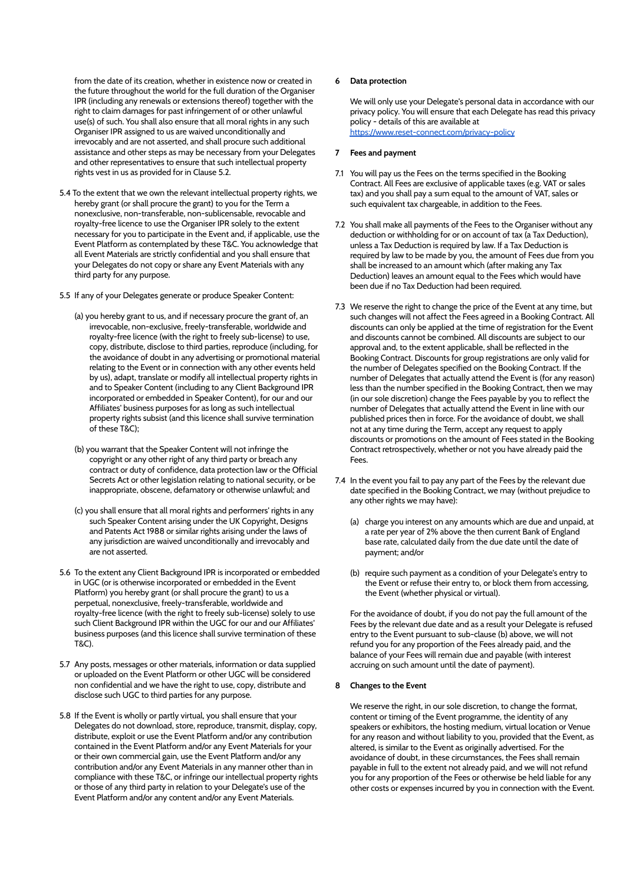from the date of its creation, whether in existence now or created in the future throughout the world for the full duration of the Organiser IPR (including any renewals or extensions thereof) together with the right to claim damages for past infringement of or other unlawful use(s) of such. You shall also ensure that all moral rights in any such Organiser IPR assigned to us are waived unconditionally and irrevocably and are not asserted, and shall procure such additional assistance and other steps as may be necessary from your Delegates and other representatives to ensure that such intellectual property rights vest in us as provided for in Clause 5.2.

5.4 To the extent that we own the relevant intellectual property rights, we hereby grant (or shall procure the grant) to you for the Term a nonexclusive, non-transferable, non-sublicensable, revocable and royalty-free licence to use the Organiser IPR solely to the extent necessary for you to participate in the Event and, if applicable, use the Event Platform as contemplated by these T&C. You acknowledge that all Event Materials are strictly confidential and you shall ensure that your Delegates do not copy or share any Event Materials with any third party for any purpose.

5.5 If any of your Delegates generate or produce Speaker Content:

(a) you hereby grant to us, and if necessary procure the grant of, an irrevocable, non-exclusive, freely-transferable, worldwide and royalty-free licence (with the right to freely sub-license) to use, copy, distribute, disclose to third parties, reproduce (including, for the avoidance of doubt in any advertising or promotional material relating to the Event or in connection with any other events held by us), adapt, translate or modify all intellectual property rights in and to Speaker Content (including to any Client Background IPR incorporated or embedded in Speaker Content), for our and our Affiliates' business purposes for as long as such intellectual property rights subsist (and this licence shall survive termination of these T&C);

(b) you warrant that the Speaker Content will not infringe the copyright or any other right of any third party or breach any contract or duty of confidence, data protection law or the Official Secrets Act or other legislation relating to national security, or be inappropriate, obscene, defamatory or otherwise unlawful; and

(c) you shall ensure that all moral rights and performers' rights in any such Speaker Content arising under the UK Copyright, Designs and Patents Act 1988 or similar rights arising under the laws of any jurisdiction are waived unconditionally and irrevocably and are not asserted.

5.6 To the extent any Client Background IPR is incorporated or embedded in UGC (or is otherwise incorporated or embedded in the Event Platform) you hereby grant (or shall procure the grant) to us a perpetual, nonexclusive, freely-transferable, worldwide and royalty-free licence (with the right to freely sub-license) solely to use such Client Background IPR within the UGC for our and our Affiliates' business purposes (and this licence shall survive termination of these T&C).

5.7 Any posts, messages or other materials, information or data supplied or uploaded on the Event Platform or other UGC will be considered non confidential and we have the right to use, copy, distribute and disclose such UGC to third parties for any purpose.

5.8 If the Event is wholly or partly virtual, you shall ensure that your Delegates do not download, store, reproduce, transmit, display, copy, distribute, exploit or use the Event Platform and/or any contribution contained in the Event Platform and/or any Event Materials for your or their own commercial gain, use the Event Platform and/or any contribution and/or any Event Materials in any manner other than in compliance with these T&C, or infringe our intellectual property rights or those of any third party in relation to your Delegate's use of the Event Platform and/or any content and/or any Event Materials.

**6 Data protection**

We will only use your Delegate's personal data in accordance with our privacy policy. You will ensure that each Delegate has read this privacy policy - details of this are available at https://www.reset-connect.com/privacy-policy

**7 Fees and payment**

7.1 You will pay us the Fees on the terms specified in the Booking Contract. All Fees are exclusive of applicable taxes (e.g. VAT or sales tax) and you shall pay a sum equal to the amount of VAT, sales or such equivalent tax chargeable, in addition to the Fees.

7.2 You shall make all payments of the Fees to the Organiser without any deduction or withholding for or on account of tax (a Tax Deduction), unless a Tax Deduction is required by law. If a Tax Deduction is required by law to be made by you, the amount of Fees due from you shall be increased to an amount which (after making any Tax Deduction) leaves an amount equal to the Fees which would have been due if no Tax Deduction had been required.

7.3 We reserve the right to change the price of the Event at any time, but such changes will not affect the Fees agreed in a Booking Contract. All discounts can only be applied at the time of registration for the Event and discounts cannot be combined. All discounts are subject to our approval and, to the extent applicable, shall be reflected in the Booking Contract. Discounts for group registrations are only valid for the number of Delegates specified on the Booking Contract. If the number of Delegates that actually attend the Event is (for any reason) less than the number specified in the Booking Contract, then we may (in our sole discretion) change the Fees payable by you to reflect the number of Delegates that actually attend the Event in line with our published prices then in force. For the avoidance of doubt, we shall not at any time during the Term, accept any request to apply discounts or promotions on the amount of Fees stated in the Booking Contract retrospectively, whether or not you have already paid the Fees.

7.4 In the event you fail to pay any part of the Fees by the relevant due date specified in the Booking Contract, we may (without prejudice to any other rights we may have):

(a) charge you interest on any amounts which are due and unpaid, at a rate per year of 2% above the then current Bank of England base rate, calculated daily from the due date until the date of payment; and/or

(b) require such payment as a condition of your Delegate's entry to the Event or refuse their entry to, or block them from accessing, the Event (whether physical or virtual).

For the avoidance of doubt, if you do not pay the full amount of the Fees by the relevant due date and as a result your Delegate is refused entry to the Event pursuant to sub-clause (b) above, we will not refund you for any proportion of the Fees already paid, and the balance of your Fees will remain due and payable (with interest accruing on such amount until the date of payment).

**8 Changes to the Event**

We reserve the right, in our sole discretion, to change the format, content or timing of the Event programme, the identity of any speakers or exhibitors, the hosting medium, virtual location or Venue for any reason and without liability to you, provided that the Event, as altered, is similar to the Event as originally advertised. For the avoidance of doubt, in these circumstances, the Fees shall remain payable in full to the extent not already paid, and we will not refund you for any proportion of the Fees or otherwise be held liable for any other costs or expenses incurred by you in connection with the Event.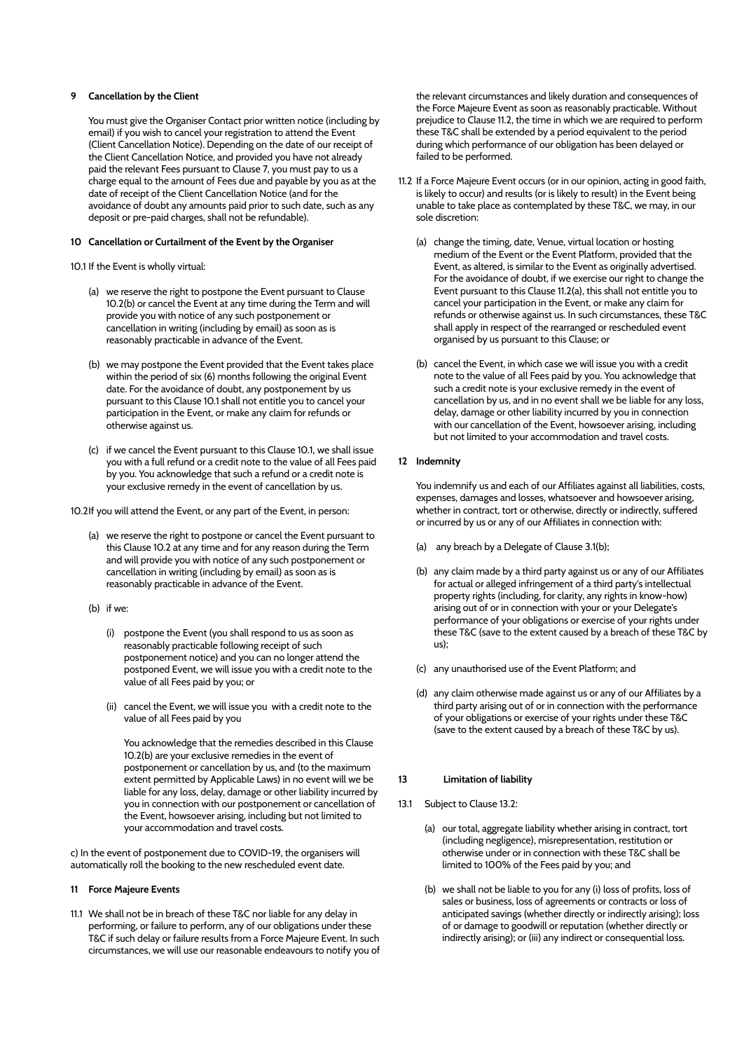### 9 Cancellation by the Client

You must give the Organiser Contact prior written notice (including by email) if you wish to cancel your registration to attend the Event (Client Cancellation Notice). Depending on the date of our receipt of the Client Cancellation Notice, and provided you have not already paid the relevant Fees pursuant to Clause 7, you must pay to us a charge equal to the amount of Fees due and payable by you as at the date of receipt of the Client Cancellation Notice (and for the avoidance of doubt any amounts paid prior to such date, such as any deposit or pre-paid charges, shall not be refundable).

### 10 Cancellation or Curtailment of the Event by the Organiser

10.1 If the Event is wholly virtual:

(a) we reserve the right to postpone the Event pursuant to Clause 10.2(b) or cancel the Event at any time during the Term and will provide you with notice of any such postponement or cancellation in writing (including by email) as soon as is reasonably practicable in advance of the Event.

(b) we may postpone the Event provided that the Event takes place within the period of six (6) months following the original Event date. For the avoidance of doubt, any postponement by us pursuant to this Clause 10.1 shall not entitle you to cancel your participation in the Event, or make any claim for refunds or otherwise against us.

(c) if we cancel the Event pursuant to this Clause 10.1, we shall issue you with a full refund or a credit note to the value of all Fees paid by you. You acknowledge that such a refund or a credit note is your exclusive remedy in the event of cancellation by us.

10.2 If you will attend the Event, or any part of the Event, in person:

(a) we reserve the right to postpone or cancel the Event pursuant to this Clause 10.2 at any time and for any reason during the Term and will provide you with notice of any such postponement or cancellation in writing (including by email) as soon as is reasonably practicable in advance of the Event.

(b) if we:

(i) postpone the Event (you shall respond to us as soon as reasonably practicable following receipt of such postponement notice) and you can no longer attend the postponed Event, we will issue you with a credit note to the value of all Fees paid by you; or

(ii) cancel the Event, we will issue you with a credit note to the value of all Fees paid by you

You acknowledge that the remedies described in this Clause 10.2(b) are your exclusive remedies in the event of postponement or cancellation by us, and (to the maximum extent permitted by Applicable Laws) in no event will we be liable for any loss, delay, damage or other liability incurred by you in connection with our postponement or cancellation of the Event, howsoever arising, including but not limited to your accommodation and travel costs.

c) In the event of postponement due to COVID-19, the organisers will automatically roll the booking to the new rescheduled event date.

### 11 Force Majeure Events

11.1 We shall not be in breach of these T&C nor liable for any delay in performing, or failure to perform, any of our obligations under these T&C if such delay or failure results from a Force Majeure Event. In such circumstances, we will use our reasonable endeavours to notify you of the relevant circumstances and likely duration and consequences of the Force Majeure Event as soon as reasonably practicable. Without prejudice to Clause 11.2, the time in which we are required to perform these T&C shall be extended by a period equivalent to the period during which performance of our obligation has been delayed or failed to be performed.

11.2 If a Force Majeure Event occurs (or in our opinion, acting in good faith, is likely to occur) and results (or is likely to result) in the Event being unable to take place as contemplated by these T&C, we may, in our sole discretion:

(a) change the timing, date, Venue, virtual location or hosting medium of the Event or the Event Platform, provided that the Event, as altered, is similar to the Event as originally advertised. For the avoidance of doubt, if we exercise our right to change the Event pursuant to this Clause 11.2(a), this shall not entitle you to cancel your participation in the Event, or make any claim for refunds or otherwise against us. In such circumstances, these T&C shall apply in respect of the rearranged or rescheduled event organised by us pursuant to this Clause; or

(b) cancel the Event, in which case we will issue you with a credit note to the value of all Fees paid by you. You acknowledge that such a credit note is your exclusive remedy in the event of cancellation by us, and in no event shall we be liable for any loss, delay, damage or other liability incurred by you in connection with our cancellation of the Event, howsoever arising, including but not limited to your accommodation and travel costs.

### 12 Indemnity

You indemnify us and each of our Affiliates against all liabilities, costs, expenses, damages and losses, whatsoever and howsoever arising, whether in contract, tort or otherwise, directly or indirectly, suffered or incurred by us or any of our Affiliates in connection with:

(a) any breach by a Delegate of Clause 3.1(b);

(b) any claim made by a third party against us or any of our Affiliates for actual or alleged infringement of a third party's intellectual property rights (including, for clarity, any rights in know-how) arising out of or in connection with your or your Delegate's performance of your obligations or exercise of your rights under these T&C (save to the extent caused by a breach of these T&C by us);

(c) any unauthorised use of the Event Platform; and

(d) any claim otherwise made against us or any of our Affiliates by a third party arising out of or in connection with the performance of your obligations or exercise of your rights under these T&C (save to the extent caused by a breach of these T&C by us).

### 13 Limitation of liability

13.1 Subject to Clause 13.2:

(a) our total, aggregate liability whether arising in contract, tort (including negligence), misrepresentation, restitution or otherwise under or in connection with these T&C shall be limited to 100% of the Fees paid by you; and

(b) we shall not be liable to you for any (i) loss of profits, loss of sales or business, loss of agreements or contracts or loss of anticipated savings (whether directly or indirectly arising); loss of or damage to goodwill or reputation (whether directly or indirectly arising); or (iii) any indirect or consequential loss.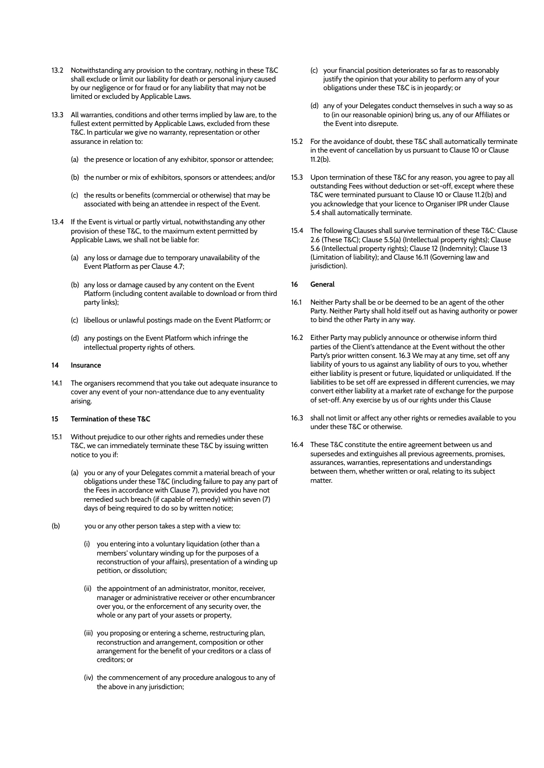13.2 Notwithstanding any provision to the contrary, nothing in these T&C shall exclude or limit our liability for death or personal injury caused by our negligence or for fraud or for any liability that may not be limited or excluded by Applicable Laws.

13.3 All warranties, conditions and other terms implied by law are, to the fullest extent permitted by Applicable Laws, excluded from these T&C. In particular we give no warranty, representation or other assurance in relation to:

(a) the presence or location of any exhibitor, sponsor or attendee;

(b) the number or mix of exhibitors, sponsors or attendees; and/or

(c) the results or benefits (commercial or otherwise) that may be associated with being an attendee in respect of the Event.

13.4 If the Event is virtual or partly virtual, notwithstanding any other provision of these T&C, to the maximum extent permitted by Applicable Laws, we shall not be liable for:

(a) any loss or damage due to temporary unavailability of the Event Platform as per Clause 4.7;

(b) any loss or damage caused by any content on the Event Platform (including content available to download or from third party links);

(c) libellous or unlawful postings made on the Event Platform; or

(d) any postings on the Event Platform which infringe the intellectual property rights of others.

**14 Insurance**

14.1 The organisers recommend that you take out adequate insurance to cover any event of your non-attendance due to any eventuality arising.

**15 Termination of these T&C**

15.1 Without prejudice to our other rights and remedies under these T&C, we can immediately terminate these T&C by issuing written notice to you if:

(a) you or any of your Delegates commit a material breach of your obligations under these T&C (including failure to pay any part of the Fees in accordance with Clause 7), provided you have not remedied such breach (if capable of remedy) within seven (7) days of being required to do so by written notice;

(b) you or any other person takes a step with a view to:

(i) you entering into a voluntary liquidation (other than a members' voluntary winding up for the purposes of a reconstruction of your affairs), presentation of a winding up petition, or dissolution;

(ii) the appointment of an administrator, monitor, receiver, manager or administrative receiver or other encumbrancer over you, or the enforcement of any security over, the whole or any part of your assets or property,

(iii) you proposing or entering a scheme, restructuring plan, reconstruction and arrangement, composition or other arrangement for the benefit of your creditors or a class of creditors; or

(iv) the commencement of any procedure analogous to any of the above in any jurisdiction;

(c) your financial position deteriorates so far as to reasonably justify the opinion that your ability to perform any of your obligations under these T&C is in jeopardy; or

(d) any of your Delegates conduct themselves in such a way so as to (in our reasonable opinion) bring us, any of our Affiliates or the Event into disrepute.

15.2 For the avoidance of doubt, these T&C shall automatically terminate in the event of cancellation by us pursuant to Clause 10 or Clause 11.2(b).

15.3 Upon termination of these T&C for any reason, you agree to pay all outstanding Fees without deduction or set-off, except where these T&C were terminated pursuant to Clause 10 or Clause 11.2(b) and you acknowledge that your licence to Organiser IPR under Clause 5.4 shall automatically terminate.

15.4 The following Clauses shall survive termination of these T&C: Clause 2.6 (These T&C); Clause 5.5(a) (Intellectual property rights); Clause 5.6 (Intellectual property rights); Clause 12 (Indemnity); Clause 13 (Limitation of liability); and Clause 16.11 (Governing law and jurisdiction).

**16 General**

16.1 Neither Party shall be or be deemed to be an agent of the other Party. Neither Party shall hold itself out as having authority or power to bind the other Party in any way.

16.2 Either Party may publicly announce or otherwise inform third parties of the Client's attendance at the Event without the other Party's prior written consent. 16.3 We may at any time, set off any liability of yours to us against any liability of ours to you, whether either liability is present or future, liquidated or unliquidated. If the liabilities to be set off are expressed in different currencies, we may convert either liability at a market rate of exchange for the purpose of set-off. Any exercise by us of our rights under this Clause

16.3 shall not limit or affect any other rights or remedies available to you under these T&C or otherwise.

16.4 These T&C constitute the entire agreement between us and supersedes and extinguishes all previous agreements, promises, assurances, warranties, representations and understandings between them, whether written or oral, relating to its subject matter.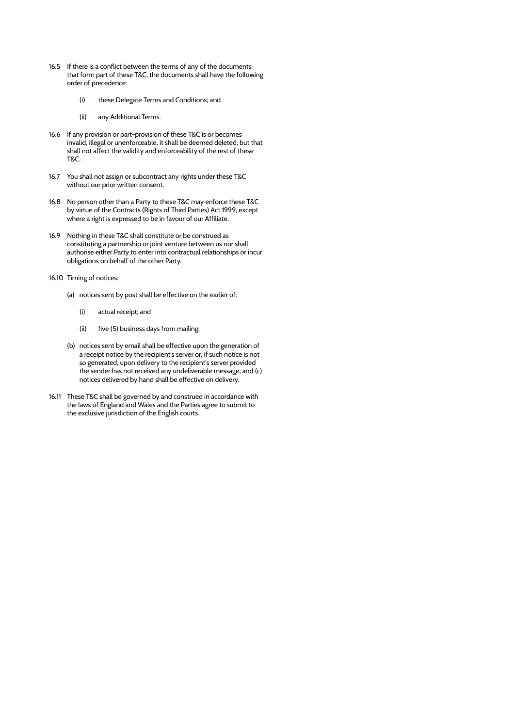16.5 If there is a conflict between the terms of any of the documents that form part of these T&C, the documents shall have the following order of precedence:

   (i) these Delegate Terms and Conditions; and

   (ii) any Additional Terms.

16.6 If any provision or part-provision of these T&C is or becomes invalid, illegal or unenforceable, it shall be deemed deleted, but that shall not affect the validity and enforceability of the rest of these T&C.

16.7 You shall not assign or subcontract any rights under these T&C without our prior written consent.

16.8 No person other than a Party to these T&C may enforce these T&C by virtue of the Contracts (Rights of Third Parties) Act 1999, except where a right is expressed to be in favour of our Affiliate.

16.9 Nothing in these T&C shall constitute or be construed as constituting a partnership or joint venture between us nor shall authorise either Party to enter into contractual relationships or incur obligations on behalf of the other Party.

16.10 Timing of notices:

   (a) notices sent by post shall be effective on the earlier of:

      (i) actual receipt; and

      (ii) five (5) business days from mailing;

   (b) notices sent by email shall be effective upon the generation of a receipt notice by the recipient's server or, if such notice is not so generated, upon delivery to the recipient's server provided the sender has not received any undeliverable message; and (c) notices delivered by hand shall be effective on delivery.

16.11 These T&C shall be governed by and construed in accordance with the laws of England and Wales and the Parties agree to submit to the exclusive jurisdiction of the English courts.